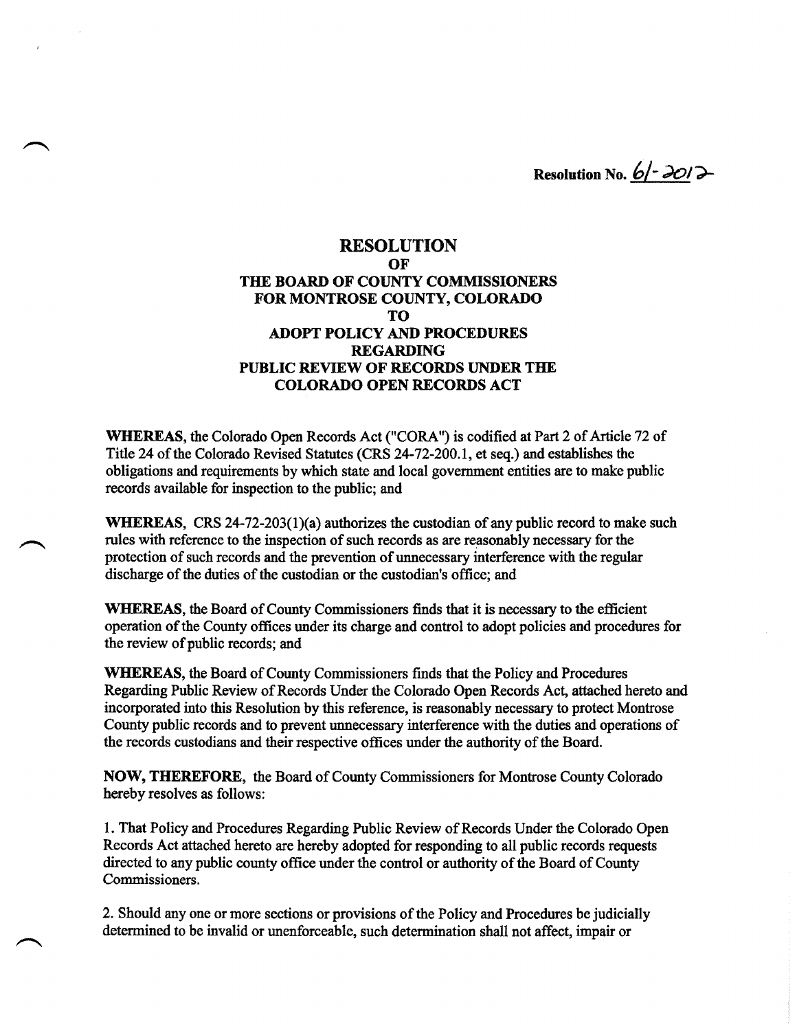Resolution No. 61-2012

# RESOLUTION
## OF
## THE BOARD OF COUNTY COMMISSIONERS FOR MONTROSE COUNTY, COLORADO
## TO
## ADOPT POLICY AND PROCEDURES REGARDING PUBLIC REVIEW OF RECORDS UNDER THE COLORADO OPEN RECORDS ACT

**WHEREAS,** the Colorado Open Records Act ("CORA") is codified at Part 2 of Article 72 of Title 24 of the Colorado Revised Statutes (CRS 24-72-200.1, et seq.) and establishes the obligations and requirements by which state and local government entities are to make public records available for inspection to the public; and

**WHEREAS,** CRS 24-72-203(1)(a) authorizes the custodian of any public record to make such rules with reference to the inspection of such records as are reasonably necessary for the protection of such records and the prevention of unnecessary interference with the regular discharge of the duties of the custodian or the custodian's office; and

**WHEREAS,** the Board of County Commissioners finds that it is necessary to the efficient operation of the County offices under its charge and control to adopt policies and procedures for the review of public records; and

**WHEREAS,** the Board of County Commissioners finds that the Policy and Procedures Regarding Public Review of Records Under the Colorado Open Records Act, attached hereto and incorporated into this Resolution by this reference, is reasonably necessary to protect Montrose County public records and to prevent unnecessary interference with the duties and operations of the records custodians and their respective offices under the authority of the Board.

**NOW, THEREFORE,** the Board of County Commissioners for Montrose County Colorado hereby resolves as follows:

1. That Policy and Procedures Regarding Public Review of Records Under the Colorado Open Records Act attached hereto are hereby adopted for responding to all public records requests directed to any public county office under the control or authority of the Board of County Commissioners.

2. Should any one or more sections or provisions of the Policy and Procedures be judicially determined to be invalid or unenforceable, such determination shall not affect, impair or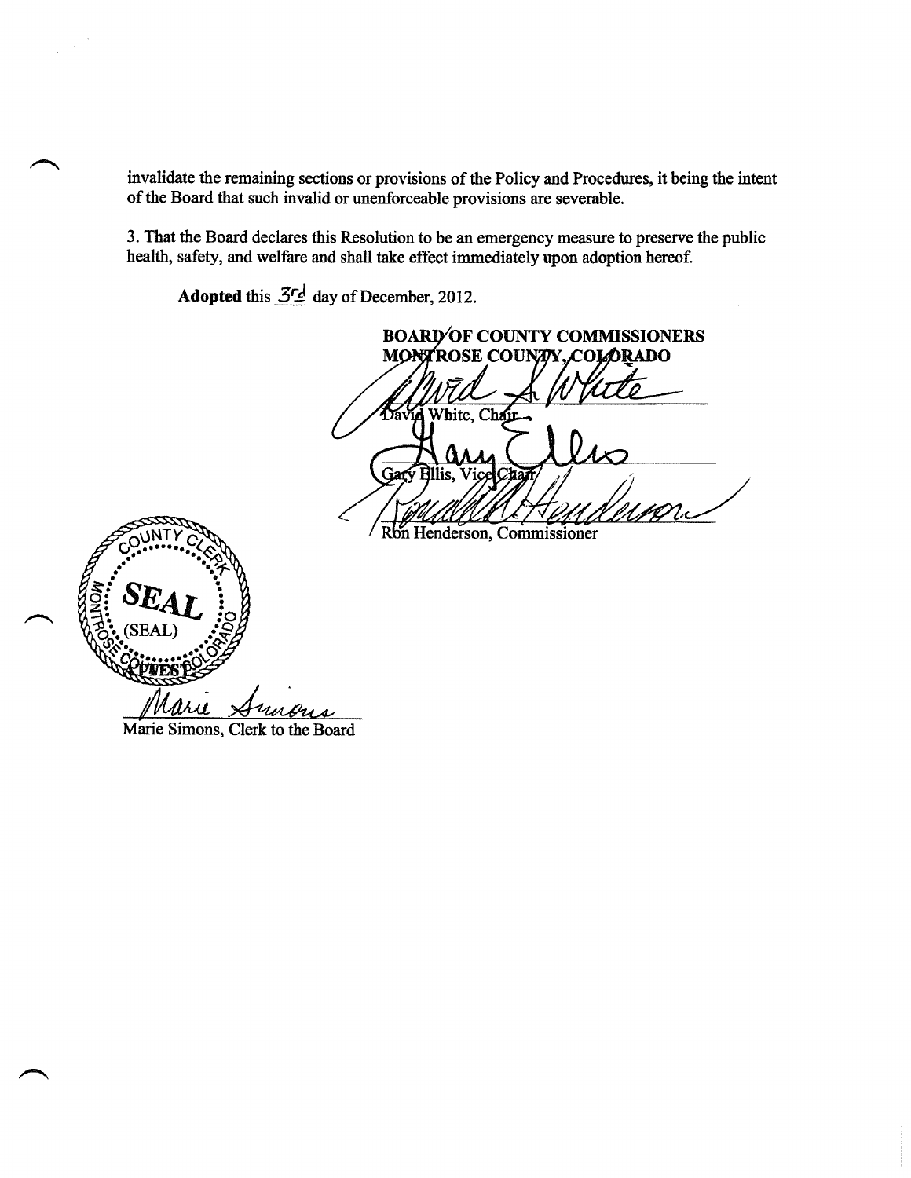invalidate the remaining sections or provisions of the Policy and Procedures, it being the intent of the Board that such invalid or unenforceable provisions are severable.

3. That the Board declares this Resolution to be an emergency measure to preserve the public health, safety, and welfare and shall take effect immediately upon adoption hereof.

**Adopted** this 3rd day of December, 2012.

**BOARD OF COUNTY COMMISSIONERS**
**MONTROSE COUNTY, COLORADO**

David White, Chair

Gary Ellis, Vice Chair

Ron Henderson, Commissioner

(SEAL)

ATTEST:

Marie Simons, Clerk to the Board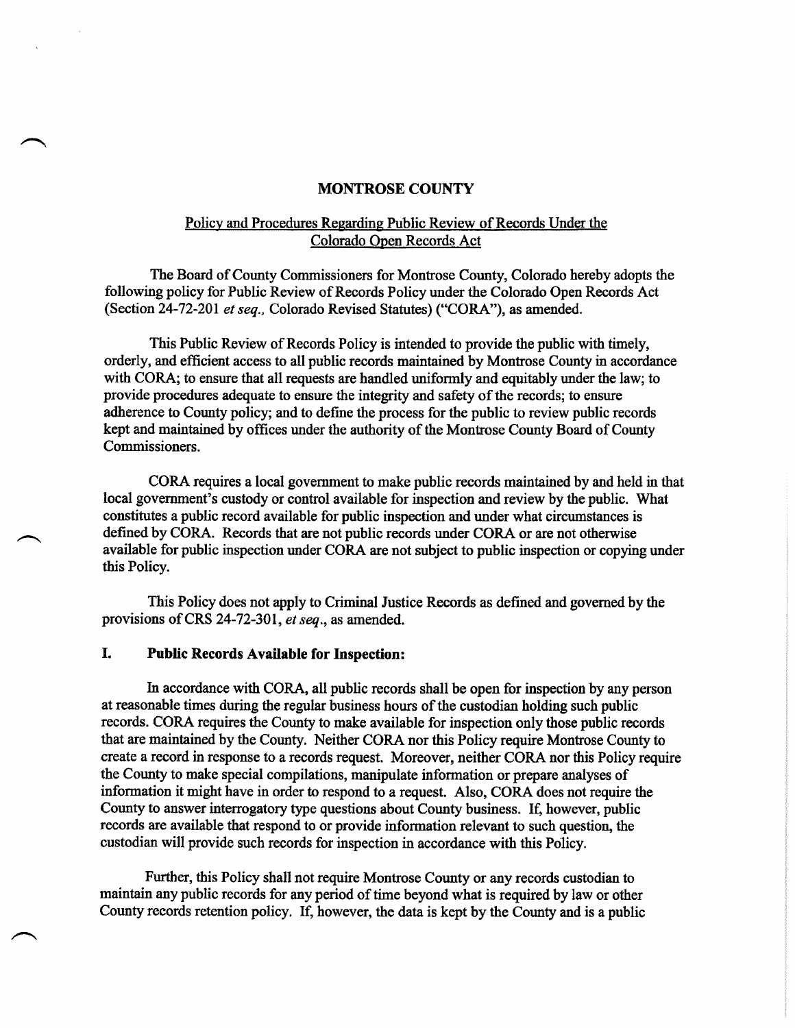# MONTROSE COUNTY

## Policy and Procedures Regarding Public Review of Records Under the Colorado Open Records Act

The Board of County Commissioners for Montrose County, Colorado hereby adopts the following policy for Public Review of Records Policy under the Colorado Open Records Act (Section 24-72-201 *et seq.*, Colorado Revised Statutes) ("CORA"), as amended.

This Public Review of Records Policy is intended to provide the public with timely, orderly, and efficient access to all public records maintained by Montrose County in accordance with CORA; to ensure that all requests are handled uniformly and equitably under the law; to provide procedures adequate to ensure the integrity and safety of the records; to ensure adherence to County policy; and to define the process for the public to review public records kept and maintained by offices under the authority of the Montrose County Board of County Commissioners.

CORA requires a local government to make public records maintained by and held in that local government's custody or control available for inspection and review by the public. What constitutes a public record available for public inspection and under what circumstances is defined by CORA. Records that are not public records under CORA or are not otherwise available for public inspection under CORA are not subject to public inspection or copying under this Policy.

This Policy does not apply to Criminal Justice Records as defined and governed by the provisions of CRS 24-72-301, *et seq.*, as amended.

### I. Public Records Available for Inspection:

In accordance with CORA, all public records shall be open for inspection by any person at reasonable times during the regular business hours of the custodian holding such public records. CORA requires the County to make available for inspection only those public records that are maintained by the County. Neither CORA nor this Policy require Montrose County to create a record in response to a records request. Moreover, neither CORA nor this Policy require the County to make special compilations, manipulate information or prepare analyses of information it might have in order to respond to a request. Also, CORA does not require the County to answer interrogatory type questions about County business. If, however, public records are available that respond to or provide information relevant to such question, the custodian will provide such records for inspection in accordance with this Policy.

Further, this Policy shall not require Montrose County or any records custodian to maintain any public records for any period of time beyond what is required by law or other County records retention policy. If, however, the data is kept by the County and is a public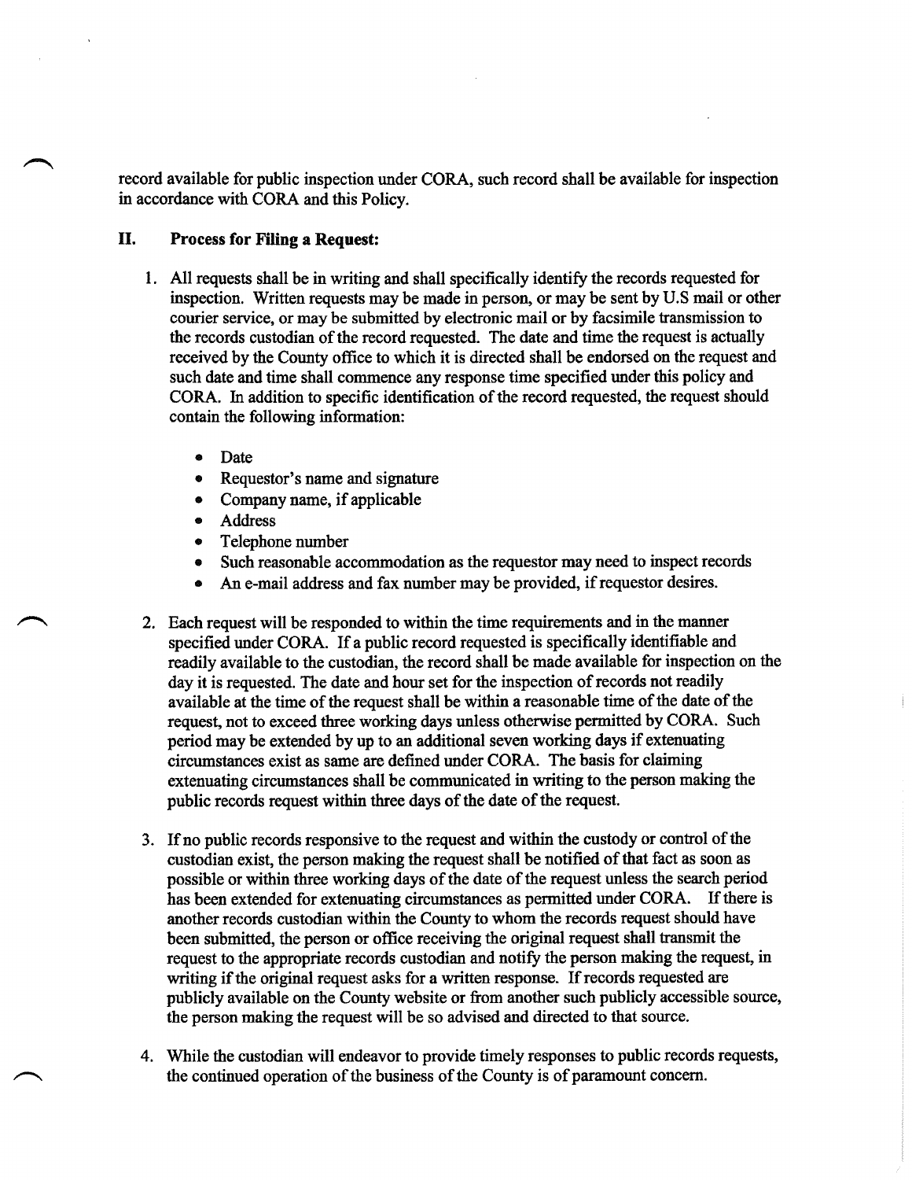record available for public inspection under CORA, such record shall be available for inspection in accordance with CORA and this Policy.

## II. Process for Filing a Request:

1. All requests shall be in writing and shall specifically identify the records requested for inspection. Written requests may be made in person, or may be sent by U.S mail or other courier service, or may be submitted by electronic mail or by facsimile transmission to the records custodian of the record requested. The date and time the request is actually received by the County office to which it is directed shall be endorsed on the request and such date and time shall commence any response time specified under this policy and CORA. In addition to specific identification of the record requested, the request should contain the following information:

   - Date
   - Requestor's name and signature
   - Company name, if applicable
   - Address
   - Telephone number
   - Such reasonable accommodation as the requestor may need to inspect records
   - An e-mail address and fax number may be provided, if requestor desires.

2. Each request will be responded to within the time requirements and in the manner specified under CORA. If a public record requested is specifically identifiable and readily available to the custodian, the record shall be made available for inspection on the day it is requested. The date and hour set for the inspection of records not readily available at the time of the request shall be within a reasonable time of the date of the request, not to exceed three working days unless otherwise permitted by CORA. Such period may be extended by up to an additional seven working days if extenuating circumstances exist as same are defined under CORA. The basis for claiming extenuating circumstances shall be communicated in writing to the person making the public records request within three days of the date of the request.

3. If no public records responsive to the request and within the custody or control of the custodian exist, the person making the request shall be notified of that fact as soon as possible or within three working days of the date of the request unless the search period has been extended for extenuating circumstances as permitted under CORA. If there is another records custodian within the County to whom the records request should have been submitted, the person or office receiving the original request shall transmit the request to the appropriate records custodian and notify the person making the request, in writing if the original request asks for a written response. If records requested are publicly available on the County website or from another such publicly accessible source, the person making the request will be so advised and directed to that source.

4. While the custodian will endeavor to provide timely responses to public records requests, the continued operation of the business of the County is of paramount concern.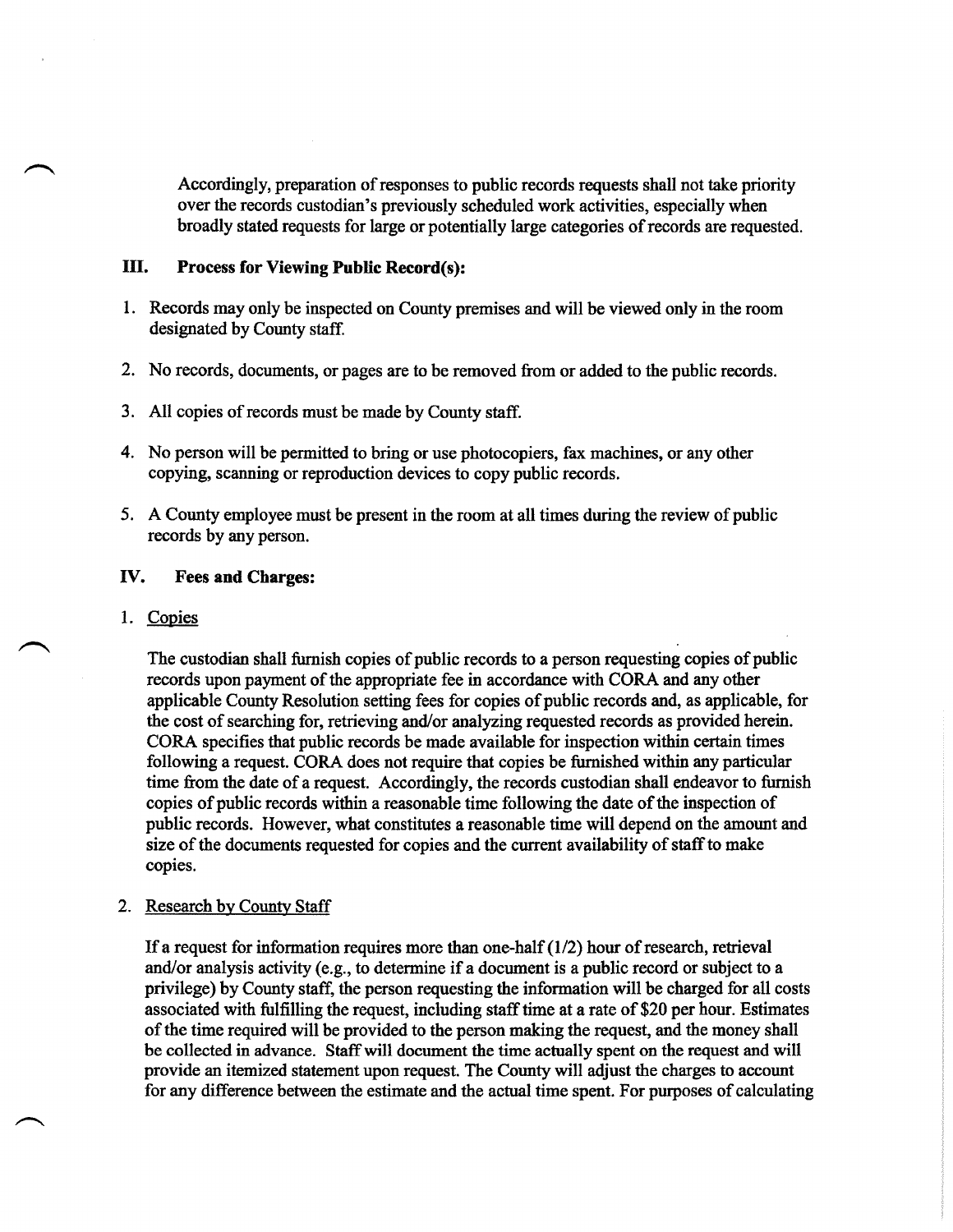Accordingly, preparation of responses to public records requests shall not take priority over the records custodian's previously scheduled work activities, especially when broadly stated requests for large or potentially large categories of records are requested.

### III. Process for Viewing Public Record(s):

1. Records may only be inspected on County premises and will be viewed only in the room designated by County staff.

2. No records, documents, or pages are to be removed from or added to the public records.

3. All copies of records must be made by County staff.

4. No person will be permitted to bring or use photocopiers, fax machines, or any other copying, scanning or reproduction devices to copy public records.

5. A County employee must be present in the room at all times during the review of public records by any person.

### IV. Fees and Charges:

1. Copies

   The custodian shall furnish copies of public records to a person requesting copies of public records upon payment of the appropriate fee in accordance with CORA and any other applicable County Resolution setting fees for copies of public records and, as applicable, for the cost of searching for, retrieving and/or analyzing requested records as provided herein. CORA specifies that public records be made available for inspection within certain times following a request. CORA does not require that copies be furnished within any particular time from the date of a request. Accordingly, the records custodian shall endeavor to furnish copies of public records within a reasonable time following the date of the inspection of public records. However, what constitutes a reasonable time will depend on the amount and size of the documents requested for copies and the current availability of staff to make copies.

2. Research by County Staff

   If a request for information requires more than one-half (1/2) hour of research, retrieval and/or analysis activity (e.g., to determine if a document is a public record or subject to a privilege) by County staff, the person requesting the information will be charged for all costs associated with fulfilling the request, including staff time at a rate of $20 per hour. Estimates of the time required will be provided to the person making the request, and the money shall be collected in advance. Staff will document the time actually spent on the request and will provide an itemized statement upon request. The County will adjust the charges to account for any difference between the estimate and the actual time spent. For purposes of calculating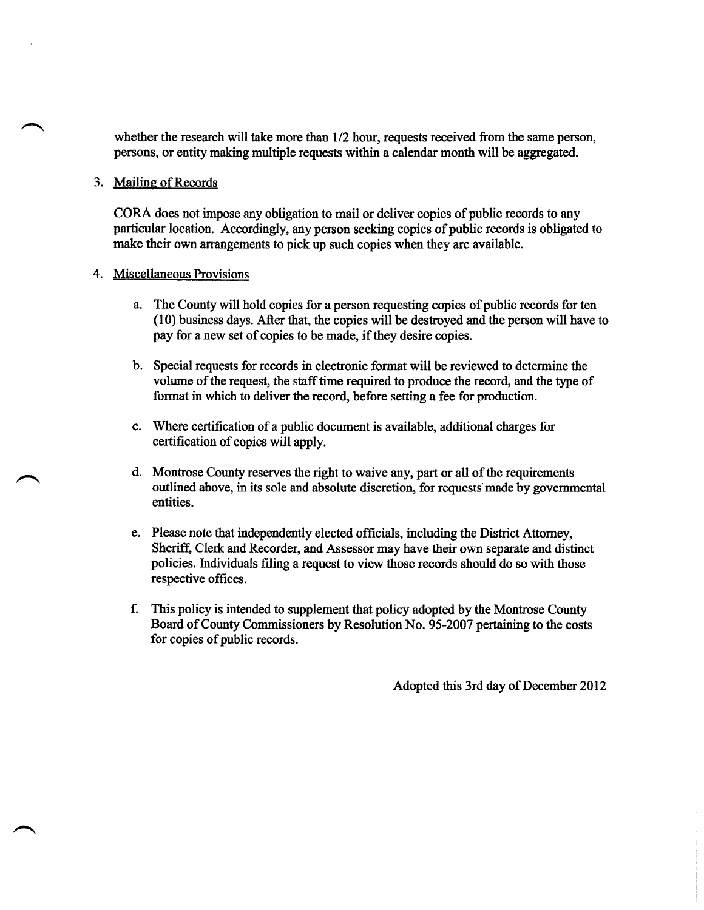whether the research will take more than 1/2 hour, requests received from the same person, persons, or entity making multiple requests within a calendar month will be aggregated.

3. Mailing of Records

   CORA does not impose any obligation to mail or deliver copies of public records to any particular location. Accordingly, any person seeking copies of public records is obligated to make their own arrangements to pick up such copies when they are available.

4. Miscellaneous Provisions

   a. The County will hold copies for a person requesting copies of public records for ten (10) business days. After that, the copies will be destroyed and the person will have to pay for a new set of copies to be made, if they desire copies.

   b. Special requests for records in electronic format will be reviewed to determine the volume of the request, the staff time required to produce the record, and the type of format in which to deliver the record, before setting a fee for production.

   c. Where certification of a public document is available, additional charges for certification of copies will apply.

   d. Montrose County reserves the right to waive any, part or all of the requirements outlined above, in its sole and absolute discretion, for requests made by governmental entities.

   e. Please note that independently elected officials, including the District Attorney, Sheriff, Clerk and Recorder, and Assessor may have their own separate and distinct policies. Individuals filing a request to view those records should do so with those respective offices.

   f. This policy is intended to supplement that policy adopted by the Montrose County Board of County Commissioners by Resolution No. 95-2007 pertaining to the costs for copies of public records.

Adopted this 3rd day of December 2012